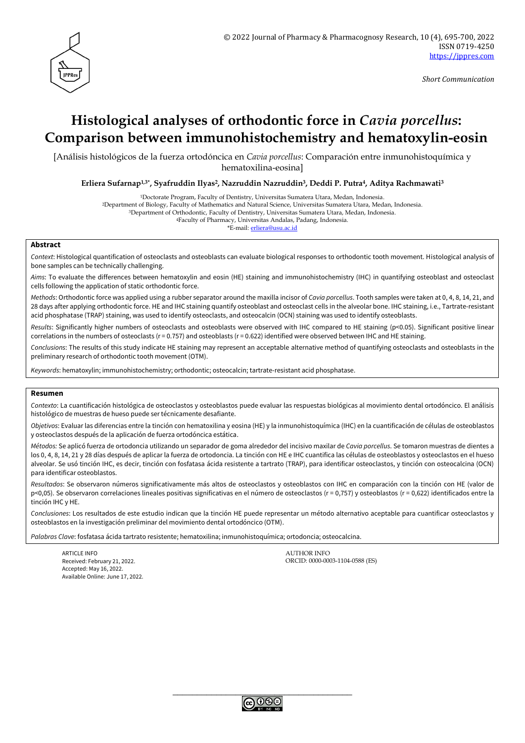*Short Communication*

# Histological analyses of orthodontic force in *Cavia porcellus*: Comparison between immunohistochemistry and hematoxylin-eosin

[Análisis histológicos de la fuerza ortodóncica en *Cavia porcellus*: Comparación entre inmunohistoquímica y hematoxilina-eosina]

**Erliera Sufarnap[1,3*], Syafruddin Ilyas[2], Nazruddin Nazruddin[3], Deddi P. Putra[4], Aditya Rachmawati[3]**

[1]Doctorate Program, Faculty of Dentistry, Universitas Sumatera Utara, Medan, Indonesia.
[2]Department of Biology, Faculty of Mathematics and Natural Science, Universitas Sumatera Utara, Medan, Indonesia.
[3]Department of Orthodontic, Faculty of Dentistry, Universitas Sumatera Utara, Medan, Indonesia.
[4]Faculty of Pharmacy, Universitas Andalas, Padang, Indonesia.
*E-mail: erliera@usu.ac.id

## Abstract

*Context*: Histological quantification of osteoclasts and osteoblasts can evaluate biological responses to orthodontic tooth movement. Histological analysis of bone samples can be technically challenging.

*Aims*: To evaluate the differences between hematoxylin and eosin (HE) staining and immunohistochemistry (IHC) in quantifying osteoblast and osteoclast cells following the application of static orthodontic force.

*Methods*: Orthodontic force was applied using a rubber separator around the maxilla incisor of *Cavia porcellus*. Tooth samples were taken at 0, 4, 8, 14, 21, and 28 days after applying orthodontic force. HE and IHC staining quantify osteoblast and osteoclast cells in the alveolar bone. IHC staining, i.e., Tartrate-resistant acid phosphatase (TRAP) staining, was used to identify osteoclasts, and osteocalcin (OCN) staining was used to identify osteoblasts.

*Results*: Significantly higher numbers of osteoclasts and osteoblasts were observed with IHC compared to HE staining ($p<0.05$). Significant positive linear correlations in the numbers of osteoclasts ($r = 0.757$) and osteoblasts ($r = 0.622$) identified were observed between IHC and HE staining.

*Conclusions*: The results of this study indicate HE staining may represent an acceptable alternative method of quantifying osteoclasts and osteoblasts in the preliminary research of orthodontic tooth movement (OTM).

*Keywords*: hematoxylin; immunohistochemistry; orthodontic; osteocalcin; tartrate-resistant acid phosphatase.

## Resumen

*Contexto*: La cuantificación histológica de osteoclastos y osteoblastos puede evaluar las respuestas biológicas al movimiento dental ortodóncico. El análisis histológico de muestras de hueso puede ser técnicamente desafiante.

*Objetivos*: Evaluar las diferencias entre la tinción con hematoxilina y eosina (HE) y la inmunohistoquímica (IHC) en la cuantificación de células de osteoblastos y osteoclastos después de la aplicación de fuerza ortodóncica estática.

*Métodos:* Se aplicó fuerza de ortodoncia utilizando un separador de goma alrededor del incisivo maxilar de *Cavia porcellus*. Se tomaron muestras de dientes a los 0, 4, 8, 14, 21 y 28 días después de aplicar la fuerza de ortodoncia. La tinción con HE e IHC cuantifica las células de osteoblastos y osteoclastos en el hueso alveolar. Se usó tinción IHC, es decir, tinción con fosfatasa ácida resistente a tartrato (TRAP), para identificar osteoclastos, y tinción con osteocalcina (OCN) para identificar osteoblastos.

*Resultados*: Se observaron números significativamente más altos de osteoclastos y osteoblastos con IHC en comparación con la tinción con HE (valor de $p<0,05$). Se observaron correlaciones lineales positivas significativas en el número de osteoclastos ($r = 0,757$) y osteoblastos ($r = 0,622$) identificados entre la tinción IHC y HE.

*Conclusiones*: Los resultados de este estudio indican que la tinción HE puede representar un método alternativo aceptable para cuantificar osteoclastos y osteoblastos en la investigación preliminar del movimiento dental ortodóncico (OTM).

*Palabras Clave*: fosfatasa ácida tartrato resistente; hematoxilina; inmunohistoquímica; ortodoncia; osteocalcina.

ARTICLE INFO
Received: February 21, 2022.
Accepted: May 16, 2022.
Available Online: June 17, 2022.

AUTHOR INFO
ORCID: 0000-0003-1104-0588 (ES)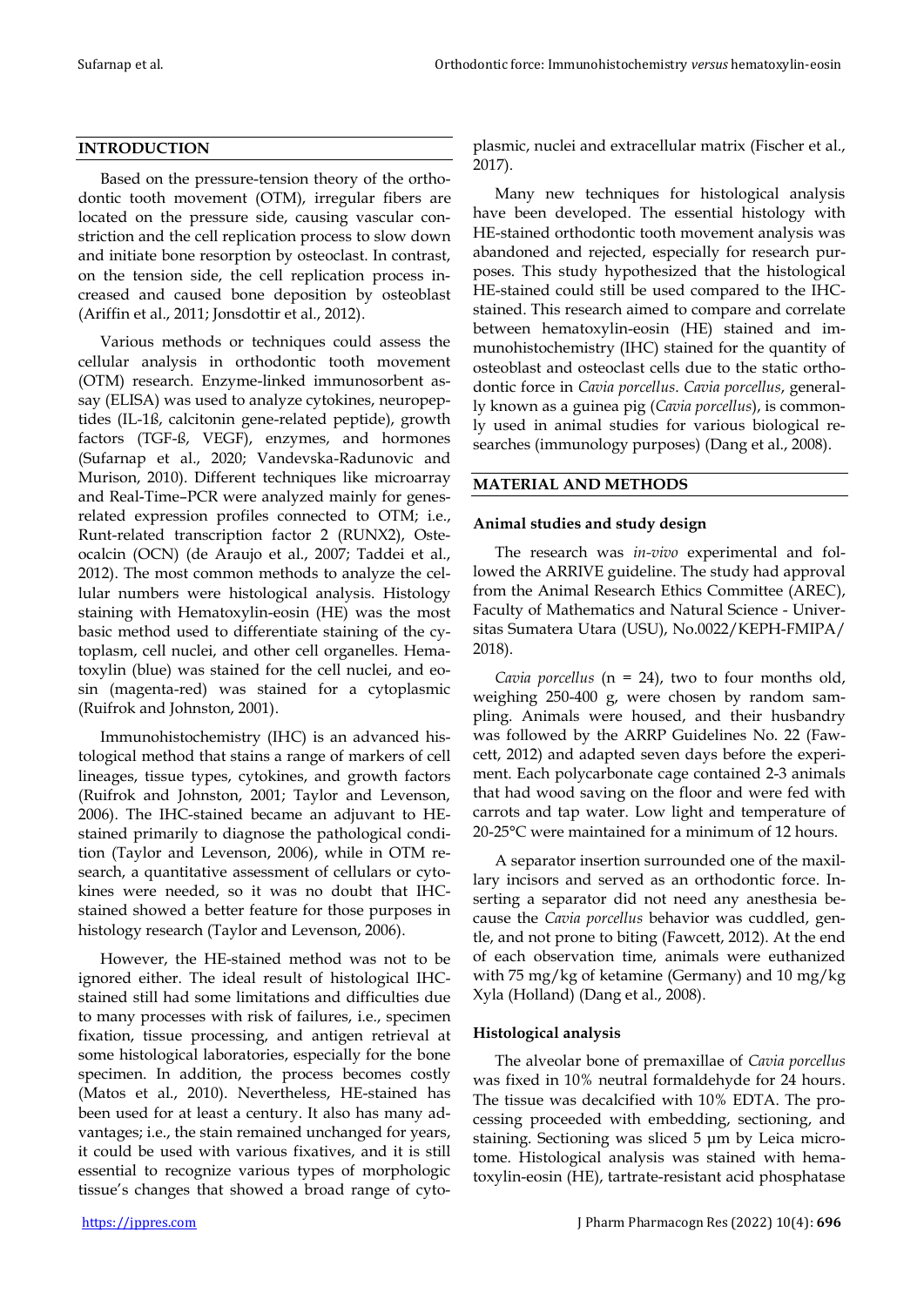## INTRODUCTION

Based on the pressure-tension theory of the orthodontic tooth movement (OTM), irregular fibers are located on the pressure side, causing vascular constriction and the cell replication process to slow down and initiate bone resorption by osteoclast. In contrast, on the tension side, the cell replication process increased and caused bone deposition by osteoblast (Ariffin et al., 2011; Jonsdottir et al., 2012).

Various methods or techniques could assess the cellular analysis in orthodontic tooth movement (OTM) research. Enzyme-linked immunosorbent assay (ELISA) was used to analyze cytokines, neuropeptides (IL-1ß, calcitonin gene-related peptide), growth factors (TGF-ß, VEGF), enzymes, and hormones (Sufarnap et al., 2020; Vandevska-Radunovic and Murison, 2010). Different techniques like microarray and Real-Time–PCR were analyzed mainly for genes-related expression profiles connected to OTM; i.e., Runt-related transcription factor 2 (RUNX2), Osteocalcin (OCN) (de Araujo et al., 2007; Taddei et al., 2012). The most common methods to analyze the cellular numbers were histological analysis. Histology staining with Hematoxylin-eosin (HE) was the most basic method used to differentiate staining of the cytoplasm, cell nuclei, and other cell organelles. Hematoxylin (blue) was stained for the cell nuclei, and eosin (magenta-red) was stained for a cytoplasmic (Ruifrok and Johnston, 2001).

Immunohistochemistry (IHC) is an advanced histological method that stains a range of markers of cell lineages, tissue types, cytokines, and growth factors (Ruifrok and Johnston, 2001; Taylor and Levenson, 2006). The IHC-stained became an adjuvant to HE-stained primarily to diagnose the pathological condition (Taylor and Levenson, 2006), while in OTM research, a quantitative assessment of cellulars or cytokines were needed, so it was no doubt that IHC-stained showed a better feature for those purposes in histology research (Taylor and Levenson, 2006).

However, the HE-stained method was not to be ignored either. The ideal result of histological IHC-stained still had some limitations and difficulties due to many processes with risk of failures, i.e., specimen fixation, tissue processing, and antigen retrieval at some histological laboratories, especially for the bone specimen. In addition, the process becomes costly (Matos et al., 2010). Nevertheless, HE-stained has been used for at least a century. It also has many advantages; i.e., the stain remained unchanged for years, it could be used with various fixatives, and it is still essential to recognize various types of morphologic tissue's changes that showed a broad range of cytoplasmic, nuclei and extracellular matrix (Fischer et al., 2017).

Many new techniques for histological analysis have been developed. The essential histology with HE-stained orthodontic tooth movement analysis was abandoned and rejected, especially for research purposes. This study hypothesized that the histological HE-stained could still be used compared to the IHC-stained. This research aimed to compare and correlate between hematoxylin-eosin (HE) stained and immunohistochemistry (IHC) stained for the quantity of osteoblast and osteoclast cells due to the static orthodontic force in *Cavia porcellus*. *Cavia porcellus*, generally known as a guinea pig (*Cavia porcellus*), is commonly used in animal studies for various biological researches (immunology purposes) (Dang et al., 2008).

## MATERIAL AND METHODS

### Animal studies and study design

The research was *in-vivo* experimental and followed the ARRIVE guideline. The study had approval from the Animal Research Ethics Committee (AREC), Faculty of Mathematics and Natural Science - Universitas Sumatera Utara (USU), No.0022/KEPH-FMIPA/2018).

*Cavia porcellus* (n = 24), two to four months old, weighing 250-400 g, were chosen by random sampling. Animals were housed, and their husbandry was followed by the ARRP Guidelines No. 22 (Fawcett, 2012) and adapted seven days before the experiment. Each polycarbonate cage contained 2-3 animals that had wood saving on the floor and were fed with carrots and tap water. Low light and temperature of 20-25°C were maintained for a minimum of 12 hours.

A separator insertion surrounded one of the maxillary incisors and served as an orthodontic force. Inserting a separator did not need any anesthesia because the *Cavia porcellus* behavior was cuddled, gentle, and not prone to biting (Fawcett, 2012). At the end of each observation time, animals were euthanized with 75 mg/kg of ketamine (Germany) and 10 mg/kg Xyla (Holland) (Dang et al., 2008).

### Histological analysis

The alveolar bone of premaxillae of *Cavia porcellus* was fixed in 10% neutral formaldehyde for 24 hours. The tissue was decalcified with 10% EDTA. The processing proceeded with embedding, sectioning, and staining. Sectioning was sliced 5 µm by Leica microtome. Histological analysis was stained with hematoxylin-eosin (HE), tartrate-resistant acid phosphatase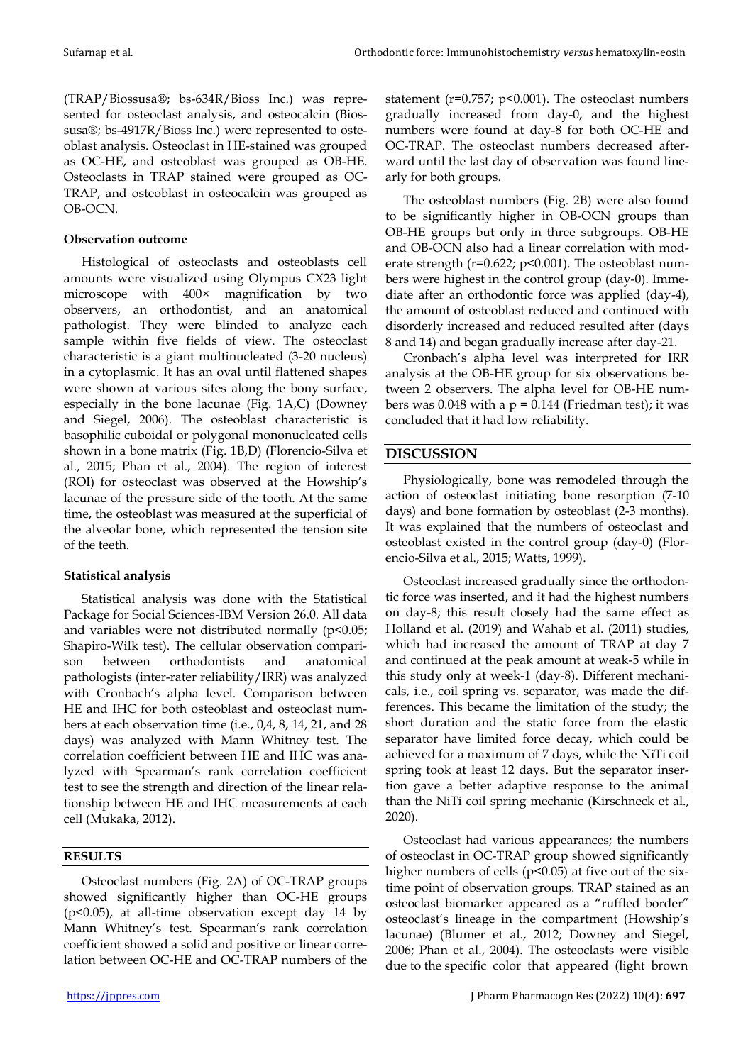(TRAP/Biossusa®; bs-634R/Bioss Inc.) was represented for osteoclast analysis, and osteocalcin (Biossusa®; bs-4917R/Bioss Inc.) were represented to osteoblast analysis. Osteoclast in HE-stained was grouped as OC-HE, and osteoblast was grouped as OB-HE. Osteoclasts in TRAP stained were grouped as OC-TRAP, and osteoblast in osteocalcin was grouped as OB-OCN.

**Observation outcome**

Histological of osteoclasts and osteoblasts cell amounts were visualized using Olympus CX23 light microscope with 400× magnification by two observers, an orthodontist, and an anatomical pathologist. They were blinded to analyze each sample within five fields of view. The osteoclast characteristic is a giant multinucleated (3-20 nucleus) in a cytoplasmic. It has an oval until flattened shapes were shown at various sites along the bony surface, especially in the bone lacunae (Fig. 1A,C) (Downey and Siegel, 2006). The osteoblast characteristic is basophilic cuboidal or polygonal mononucleated cells shown in a bone matrix (Fig. 1B,D) (Florencio-Silva et al., 2015; Phan et al., 2004). The region of interest (ROI) for osteoclast was observed at the Howship's lacunae of the pressure side of the tooth. At the same time, the osteoblast was measured at the superficial of the alveolar bone, which represented the tension site of the teeth.

**Statistical analysis**

Statistical analysis was done with the Statistical Package for Social Sciences-IBM Version 26.0. All data and variables were not distributed normally ($p<0.05$; Shapiro-Wilk test). The cellular observation comparison between orthodontists and anatomical pathologists (inter-rater reliability/IRR) was analyzed with Cronbach's alpha level. Comparison between HE and IHC for both osteoblast and osteoclast numbers at each observation time (i.e., 0,4, 8, 14, 21, and 28 days) was analyzed with Mann Whitney test. The correlation coefficient between HE and IHC was analyzed with Spearman's rank correlation coefficient test to see the strength and direction of the linear relationship between HE and IHC measurements at each cell (Mukaka, 2012).

## RESULTS

Osteoclast numbers (Fig. 2A) of OC-TRAP groups showed significantly higher than OC-HE groups ($p<0.05$), at all-time observation except day 14 by Mann Whitney's test. Spearman's rank correlation coefficient showed a solid and positive or linear correlation between OC-HE and OC-TRAP numbers of the statement ($r=0.757$; $p<0.001$). The osteoclast numbers gradually increased from day-0, and the highest numbers were found at day-8 for both OC-HE and OC-TRAP. The osteoclast numbers decreased afterward until the last day of observation was found linearly for both groups.

The osteoblast numbers (Fig. 2B) were also found to be significantly higher in OB-OCN groups than OB-HE groups but only in three subgroups. OB-HE and OB-OCN also had a linear correlation with moderate strength ($r=0.622$; $p<0.001$). The osteoblast numbers were highest in the control group (day-0). Immediate after an orthodontic force was applied (day-4), the amount of osteoblast reduced and continued with disorderly increased and reduced resulted after (days 8 and 14) and began gradually increase after day-21.

Cronbach's alpha level was interpreted for IRR analysis at the OB-HE group for six observations between 2 observers. The alpha level for OB-HE numbers was 0.048 with a $p = 0.144$ (Friedman test); it was concluded that it had low reliability.

## DISCUSSION

Physiologically, bone was remodeled through the action of osteoclast initiating bone resorption (7-10 days) and bone formation by osteoblast (2-3 months). It was explained that the numbers of osteoclast and osteoblast existed in the control group (day-0) (Florencio-Silva et al., 2015; Watts, 1999).

Osteoclast increased gradually since the orthodontic force was inserted, and it had the highest numbers on day-8; this result closely had the same effect as Holland et al. (2019) and Wahab et al. (2011) studies, which had increased the amount of TRAP at day 7 and continued at the peak amount at weak-5 while in this study only at week-1 (day-8). Different mechanicals, i.e., coil spring vs. separator, was made the differences. This became the limitation of the study; the short duration and the static force from the elastic separator have limited force decay, which could be achieved for a maximum of 7 days, while the NiTi coil spring took at least 12 days. But the separator insertion gave a better adaptive response to the animal than the NiTi coil spring mechanic (Kirschneck et al., 2020).

Osteoclast had various appearances; the numbers of osteoclast in OC-TRAP group showed significantly higher numbers of cells ($p<0.05$) at five out of the six-time point of observation groups. TRAP stained as an osteoclast biomarker appeared as a "ruffled border" osteoclast's lineage in the compartment (Howship's lacunae) (Blumer et al., 2012; Downey and Siegel, 2006; Phan et al., 2004). The osteoclasts were visible due to the specific color that appeared (light brown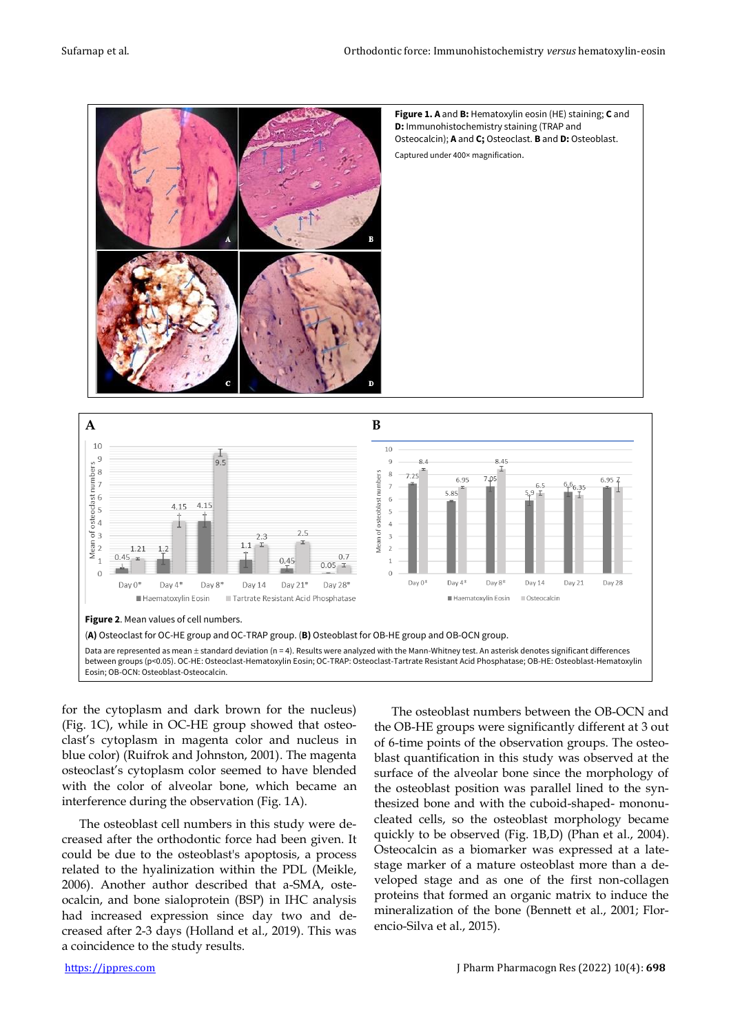**Figure 1. A** and **B:** Hematoxylin eosin (HE) staining; **C** and **D:** Immunohistochemistry staining (TRAP and Osteocalcin); **A** and **C;** Osteoclast. **B** and **D:** Osteoblast.

Captured under 400× magnification.

**Figure 2**. Mean values of cell numbers.

(**A**) Osteoclast for OC-HE group and OC-TRAP group. (**B**) Osteoblast for OB-HE group and OB-OCN group.

Data are represented as mean ± standard deviation (n = 4). Results were analyzed with the Mann-Whitney test. An asterisk denotes significant differences between groups (p<0.05). OC-HE: Osteoclast-Hematoxylin Eosin; OC-TRAP: Osteoclast-Tartrate Resistant Acid Phosphatase; OB-HE: Osteoblast-Hematoxylin Eosin; OB-OCN: Osteoblast-Osteocalcin.

for the cytoplasm and dark brown for the nucleus) (Fig. 1C), while in OC-HE group showed that osteoclast's cytoplasm in magenta color and nucleus in blue color) (Ruifrok and Johnston, 2001). The magenta osteoclast's cytoplasm color seemed to have blended with the color of alveolar bone, which became an interference during the observation (Fig. 1A).

The osteoblast cell numbers in this study were decreased after the orthodontic force had been given. It could be due to the osteoblast's apoptosis, a process related to the hyalinization within the PDL (Meikle, 2006). Another author described that a-SMA, osteocalcin, and bone sialoprotein (BSP) in IHC analysis had increased expression since day two and decreased after 2-3 days (Holland et al., 2019). This was a coincidence to the study results.

The osteoblast numbers between the OB-OCN and the OB-HE groups were significantly different at 3 out of 6-time points of the observation groups. The osteoblast quantification in this study was observed at the surface of the alveolar bone since the morphology of the osteoblast position was parallel lined to the synthesized bone and with the cuboid-shaped- mononucleated cells, so the osteoblast morphology became quickly to be observed (Fig. 1B,D) (Phan et al., 2004). Osteocalcin as a biomarker was expressed at a late-stage marker of a mature osteoblast more than a developed stage and as one of the first non-collagen proteins that formed an organic matrix to induce the mineralization of the bone (Bennett et al., 2001; Florencio-Silva et al., 2015).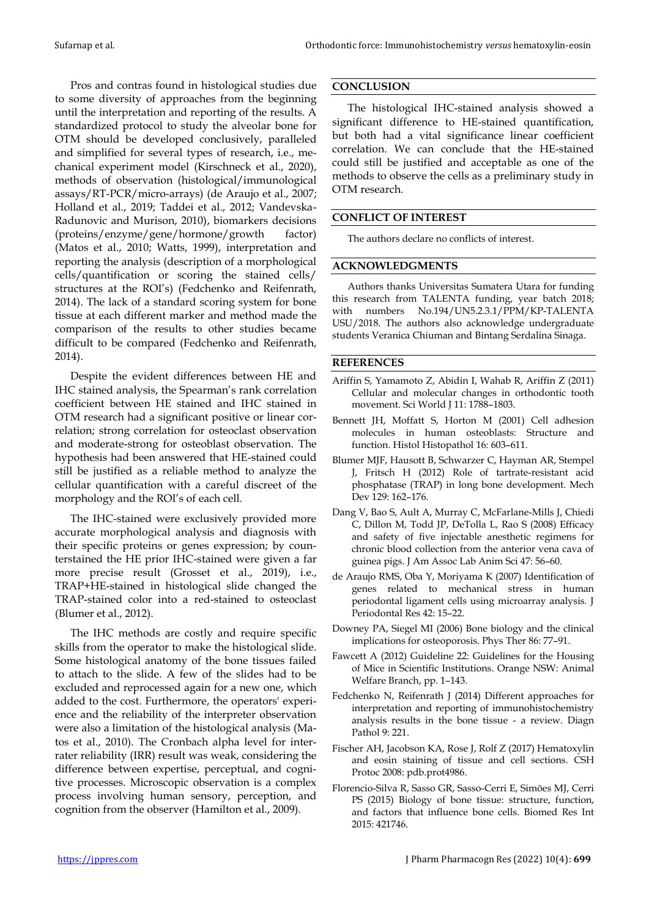Pros and contras found in histological studies due to some diversity of approaches from the beginning until the interpretation and reporting of the results. A standardized protocol to study the alveolar bone for OTM should be developed conclusively, paralleled and simplified for several types of research, i.e., mechanical experiment model (Kirschneck et al., 2020), methods of observation (histological/immunological assays/RT-PCR/micro-arrays) (de Araujo et al., 2007; Holland et al., 2019; Taddei et al., 2012; Vandevska-Radunovic and Murison, 2010), biomarkers decisions (proteins/enzyme/gene/hormone/growth factor) (Matos et al., 2010; Watts, 1999), interpretation and reporting the analysis (description of a morphological cells/quantification or scoring the stained cells/ structures at the ROI's) (Fedchenko and Reifenrath, 2014). The lack of a standard scoring system for bone tissue at each different marker and method made the comparison of the results to other studies became difficult to be compared (Fedchenko and Reifenrath, 2014).

Despite the evident differences between HE and IHC stained analysis, the Spearman's rank correlation coefficient between HE stained and IHC stained in OTM research had a significant positive or linear correlation; strong correlation for osteoclast observation and moderate-strong for osteoblast observation. The hypothesis had been answered that HE-stained could still be justified as a reliable method to analyze the cellular quantification with a careful discreet of the morphology and the ROI's of each cell.

The IHC-stained were exclusively provided more accurate morphological analysis and diagnosis with their specific proteins or genes expression; by counterstained the HE prior IHC-stained were given a far more precise result (Grosset et al., 2019), i.e., TRAP+HE-stained in histological slide changed the TRAP-stained color into a red-stained to osteoclast (Blumer et al., 2012).

The IHC methods are costly and require specific skills from the operator to make the histological slide. Some histological anatomy of the bone tissues failed to attach to the slide. A few of the slides had to be excluded and reprocessed again for a new one, which added to the cost. Furthermore, the operators' experience and the reliability of the interpreter observation were also a limitation of the histological analysis (Matos et al., 2010). The Cronbach alpha level for inter-rater reliability (IRR) result was weak, considering the difference between expertise, perceptual, and cognitive processes. Microscopic observation is a complex process involving human sensory, perception, and cognition from the observer (Hamilton et al., 2009).

## CONCLUSION

The histological IHC-stained analysis showed a significant difference to HE-stained quantification, but both had a vital significance linear coefficient correlation. We can conclude that the HE-stained could still be justified and acceptable as one of the methods to observe the cells as a preliminary study in OTM research.

## CONFLICT OF INTEREST

The authors declare no conflicts of interest.

## ACKNOWLEDGMENTS

Authors thanks Universitas Sumatera Utara for funding this research from TALENTA funding, year batch 2018; with numbers No.194/UN5.2.3.1/PPM/KP-TALENTA USU/2018. The authors also acknowledge undergraduate students Veranica Chiuman and Bintang Serdalina Sinaga.

## REFERENCES

Ariffin S, Yamamoto Z, Abidin I, Wahab R, Ariffin Z (2011) Cellular and molecular changes in orthodontic tooth movement. Sci World J 11: 1788–1803.

Bennett JH, Moffatt S, Horton M (2001) Cell adhesion molecules in human osteoblasts: Structure and function. Histol Histopathol 16: 603–611.

Blumer MJF, Hausott B, Schwarzer C, Hayman AR, Stempel J, Fritsch H (2012) Role of tartrate-resistant acid phosphatase (TRAP) in long bone development. Mech Dev 129: 162–176.

Dang V, Bao S, Ault A, Murray C, McFarlane-Mills J, Chiedi C, Dillon M, Todd JP, DeTolla L, Rao S (2008) Efficacy and safety of five injectable anesthetic regimens for chronic blood collection from the anterior vena cava of guinea pigs. J Am Assoc Lab Anim Sci 47: 56–60.

de Araujo RMS, Oba Y, Moriyama K (2007) Identification of genes related to mechanical stress in human periodontal ligament cells using microarray analysis. J Periodontal Res 42: 15–22.

Downey PA, Siegel MI (2006) Bone biology and the clinical implications for osteoporosis. Phys Ther 86: 77–91.

Fawcett A (2012) Guideline 22: Guidelines for the Housing of Mice in Scientific Institutions. Orange NSW: Animal Welfare Branch, pp. 1–143.

Fedchenko N, Reifenrath J (2014) Different approaches for interpretation and reporting of immunohistochemistry analysis results in the bone tissue - a review. Diagn Pathol 9: 221.

Fischer AH, Jacobson KA, Rose J, Rolf Z (2017) Hematoxylin and eosin staining of tissue and cell sections. CSH Protoc 2008: pdb.prot4986.

Florencio-Silva R, Sasso GR, Sasso-Cerri E, Simões MJ, Cerri PS (2015) Biology of bone tissue: structure, function, and factors that influence bone cells. Biomed Res Int 2015: 421746.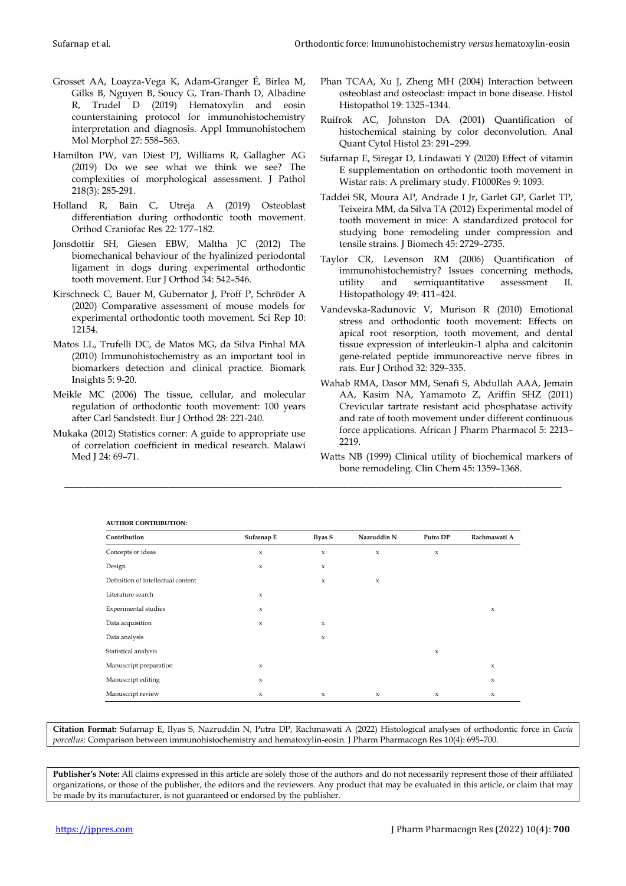Grosset AA, Loayza-Vega K, Adam-Granger É, Birlea M, Gilks B, Nguyen B, Soucy G, Tran-Thanh D, Albadine R, Trudel D (2019) Hematoxylin and eosin counterstaining protocol for immunohistochemistry interpretation and diagnosis. Appl Immunohistochem Mol Morphol 27: 558–563.

Hamilton PW, van Diest PJ, Williams R, Gallagher AG (2019) Do we see what we think we see? The complexities of morphological assessment. J Pathol 218(3): 285-291.

Holland R, Bain C, Utreja A (2019) Osteoblast differentiation during orthodontic tooth movement. Orthod Craniofac Res 22: 177–182.

Jonsdottir SH, Giesen EBW, Maltha JC (2012) The biomechanical behaviour of the hyalinized periodontal ligament in dogs during experimental orthodontic tooth movement. Eur J Orthod 34: 542–546.

Kirschneck C, Bauer M, Gubernator J, Proff P, Schröder A (2020) Comparative assessment of mouse models for experimental orthodontic tooth movement. Sci Rep 10: 12154.

Matos LL, Trufelli DC, de Matos MG, da Silva Pinhal MA (2010) Immunohistochemistry as an important tool in biomarkers detection and clinical practice. Biomark Insights 5: 9-20.

Meikle MC (2006) The tissue, cellular, and molecular regulation of orthodontic tooth movement: 100 years after Carl Sandstedt. Eur J Orthod 28: 221-240.

Mukaka (2012) Statistics corner: A guide to appropriate use of correlation coefficient in medical research. Malawi Med J 24: 69–71.

Phan TCAA, Xu J, Zheng MH (2004) Interaction between osteoblast and osteoclast: impact in bone disease. Histol Histopathol 19: 1325–1344.

Ruifrok AC, Johnston DA (2001) Quantification of histochemical staining by color deconvolution. Anal Quant Cytol Histol 23: 291–299.

Sufarnap E, Siregar D, Lindawati Y (2020) Effect of vitamin E supplementation on orthodontic tooth movement in Wistar rats: A prelimary study. F1000Res 9: 1093.

Taddei SR, Moura AP, Andrade I Jr, Garlet GP, Garlet TP, Teixeira MM, da Silva TA (2012) Experimental model of tooth movement in mice: A standardized protocol for studying bone remodeling under compression and tensile strains. J Biomech 45: 2729–2735.

Taylor CR, Levenson RM (2006) Quantification of immunohistochemistry? Issues concerning methods, utility and semiquantitative assessment II. Histopathology 49: 411–424.

Vandevska-Radunovic V, Murison R (2010) Emotional stress and orthodontic tooth movement: Effects on apical root resorption, tooth movement, and dental tissue expression of interleukin-1 alpha and calcitonin gene-related peptide immunoreactive nerve fibres in rats. Eur J Orthod 32: 329–335.

Wahab RMA, Dasor MM, Senafi S, Abdullah AAA, Jemain AA, Kasim NA, Yamamoto Z, Ariffin SHZ (2011) Crevicular tartrate resistant acid phosphatase activity and rate of tooth movement under different continuous force applications. African J Pharm Pharmacol 5: 2213–2219.

Watts NB (1999) Clinical utility of biochemical markers of bone remodeling. Clin Chem 45: 1359–1368.

**AUTHOR CONTRIBUTION:**

| Contribution | Sufarnap E | Ilyas S | Nazruddin N | Putra DP | Rachmawati A |
|---|---|---|---|---|---|
| Concepts or ideas | x | x | x | x | |
| Design | x | x | | | |
| Definition of intellectual content | | x | x | | |
| Literature search | x | | | | |
| Experimental studies | x | | | | x |
| Data acquisition | x | x | | | |
| Data analysis | | x | | | |
| Statistical analysis | | | | x | |
| Manuscript preparation | x | | | | x |
| Manuscript editing | x | | | | x |
| Manuscript review | x | x | x | x | x |

**Citation Format:** Sufarnap E, Ilyas S, Nazruddin N, Putra DP, Rachmawati A (2022) Histological analyses of orthodontic force in *Cavia porcellus*: Comparison between immunohistochemistry and hematoxylin-eosin. J Pharm Pharmacogn Res 10(4): 695–700.

**Publisher's Note:** All claims expressed in this article are solely those of the authors and do not necessarily represent those of their affiliated organizations, or those of the publisher, the editors and the reviewers. Any product that may be evaluated in this article, or claim that may be made by its manufacturer, is not guaranteed or endorsed by the publisher.